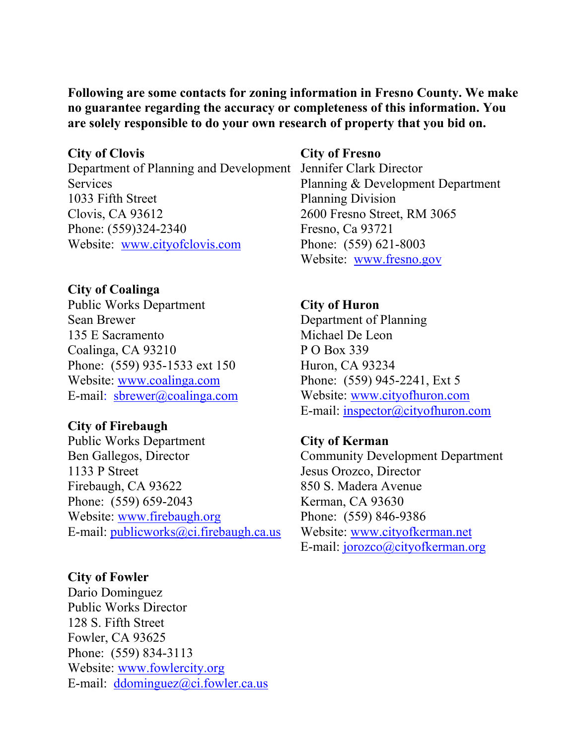**Following are some contacts for zoning information in Fresno County. We make no guarantee regarding the accuracy or completeness of this information. You are solely responsible to do your own research of property that you bid on.**

**City of Clovis**
Department of Planning and Development Services
1033 Fifth Street
Clovis, CA 93612
Phone: (559)324-2340
Website: www.cityofclovis.com

**City of Coalinga**
Public Works Department
Sean Brewer
135 E Sacramento
Coalinga, CA 93210
Phone: (559) 935-1533 ext 150
Website: www.coalinga.com
E-mail: sbrewer@coalinga.com

**City of Firebaugh**
Public Works Department
Ben Gallegos, Director
1133 P Street
Firebaugh, CA 93622
Phone: (559) 659-2043
Website: www.firebaugh.org
E-mail: publicworks@ci.firebaugh.ca.us

**City of Fowler**
Dario Dominguez
Public Works Director
128 S. Fifth Street
Fowler, CA 93625
Phone: (559) 834-3113
Website: www.fowlercity.org
E-mail: ddominguez@ci.fowler.ca.us

**City of Fresno**
Jennifer Clark Director
Planning & Development Department
Planning Division
2600 Fresno Street, RM 3065
Fresno, Ca 93721
Phone: (559) 621-8003
Website: www.fresno.gov

**City of Huron**
Department of Planning
Michael De Leon
P O Box 339
Huron, CA 93234
Phone: (559) 945-2241, Ext 5
Website: www.cityofhuron.com
E-mail: inspector@cityofhuron.com

**City of Kerman**
Community Development Department
Jesus Orozco, Director
850 S. Madera Avenue
Kerman, CA 93630
Phone: (559) 846-9386
Website: www.cityofkerman.net
E-mail: jorozco@cityofkerman.org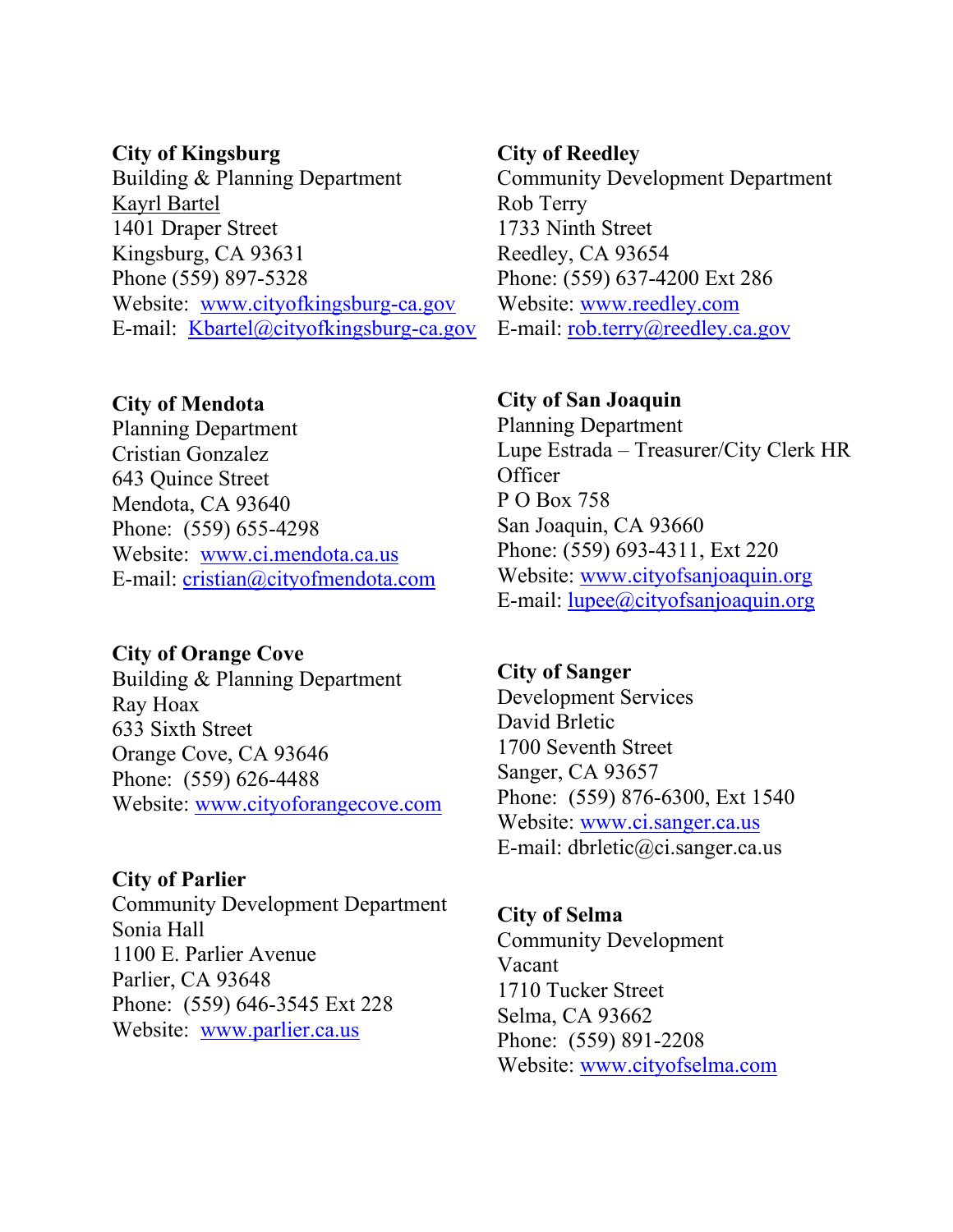**City of Kingsburg**
Building & Planning Department
Kayrl Bartel
1401 Draper Street
Kingsburg, CA 93631
Phone (559) 897-5328
Website: www.cityofkingsburg-ca.gov
E-mail: Kbartel@cityofkingsburg-ca.gov

**City of Mendota**
Planning Department
Cristian Gonzalez
643 Quince Street
Mendota, CA 93640
Phone: (559) 655-4298
Website: www.ci.mendota.ca.us
E-mail: cristian@cityofmendota.com

**City of Orange Cove**
Building & Planning Department
Ray Hoax
633 Sixth Street
Orange Cove, CA 93646
Phone: (559) 626-4488
Website: www.cityoforangecove.com

**City of Parlier**
Community Development Department
Sonia Hall
1100 E. Parlier Avenue
Parlier, CA 93648
Phone: (559) 646-3545 Ext 228
Website: www.parlier.ca.us

**City of Reedley**
Community Development Department
Rob Terry
1733 Ninth Street
Reedley, CA 93654
Phone: (559) 637-4200 Ext 286
Website: www.reedley.com
E-mail: rob.terry@reedley.ca.gov

**City of San Joaquin**
Planning Department
Lupe Estrada – Treasurer/City Clerk HR Officer
P O Box 758
San Joaquin, CA 93660
Phone: (559) 693-4311, Ext 220
Website: www.cityofsanjoaquin.org
E-mail: lupee@cityofsanjoaquin.org

**City of Sanger**
Development Services
David Brletic
1700 Seventh Street
Sanger, CA 93657
Phone: (559) 876-6300, Ext 1540
Website: www.ci.sanger.ca.us
E-mail: dbrletic@ci.sanger.ca.us

**City of Selma**
Community Development
Vacant
1710 Tucker Street
Selma, CA 93662
Phone: (559) 891-2208
Website: www.cityofselma.com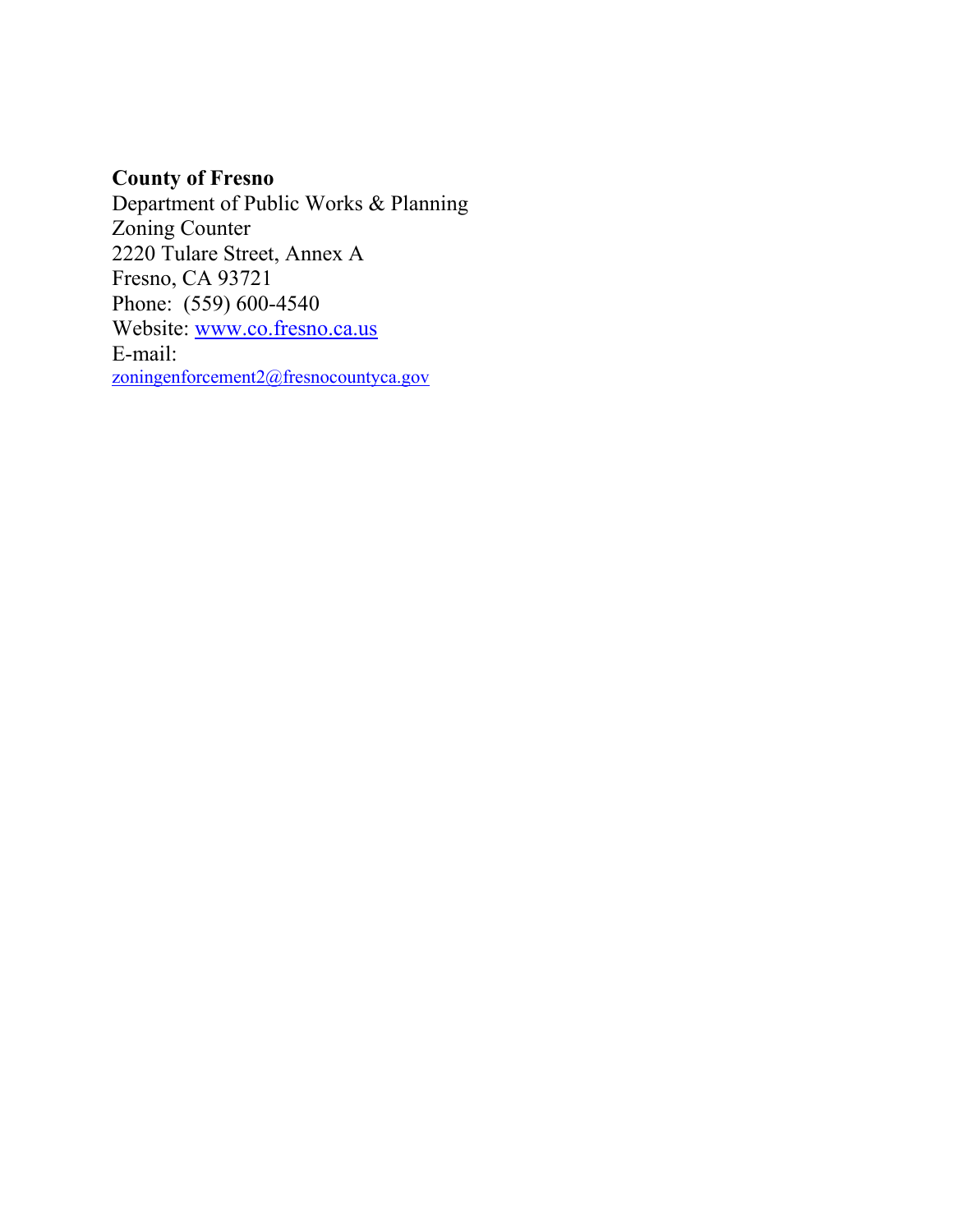**County of Fresno**
Department of Public Works & Planning
Zoning Counter
2220 Tulare Street, Annex A
Fresno, CA 93721
Phone: (559) 600-4540
Website: www.co.fresno.ca.us
E-mail:
zoningenforcement2@fresnocountyca.gov